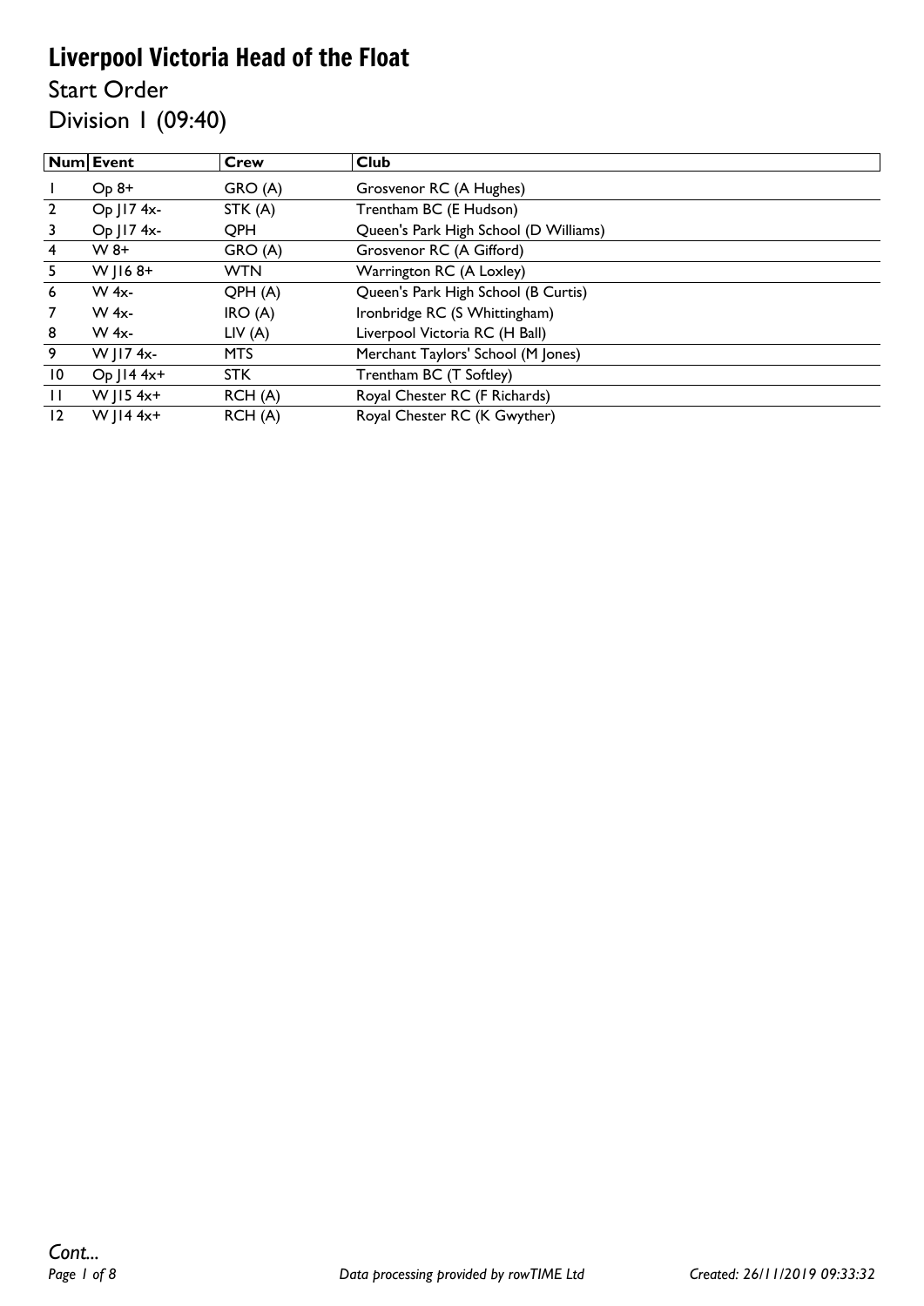# Liverpool Victoria Head of the Float

## Start Order

## Division 1 (09:40)

| Num | Event | Crew | Club |
|---|---|---|---|
| 1 | Op 8+ | GRO (A) | Grosvenor RC (A Hughes) |
| 2 | Op J17 4x- | STK (A) | Trentham BC (E Hudson) |
| 3 | Op J17 4x- | QPH | Queen's Park High School (D Williams) |
| 4 | W 8+ | GRO (A) | Grosvenor RC (A Gifford) |
| 5 | W J16 8+ | WTN | Warrington RC (A Loxley) |
| 6 | W 4x- | QPH (A) | Queen's Park High School (B Curtis) |
| 7 | W 4x- | IRO (A) | Ironbridge RC (S Whittingham) |
| 8 | W 4x- | LIV (A) | Liverpool Victoria RC (H Ball) |
| 9 | W J17 4x- | MTS | Merchant Taylors' School (M Jones) |
| 10 | Op J14 4x+ | STK | Trentham BC (T Softley) |
| 11 | W J15 4x+ | RCH (A) | Royal Chester RC (F Richards) |
| 12 | W J14 4x+ | RCH (A) | Royal Chester RC (K Gwyther) |

*Cont...*

*Data processing provided by rowTIME Ltd* | *Created: 26/11/2019 09:33:32*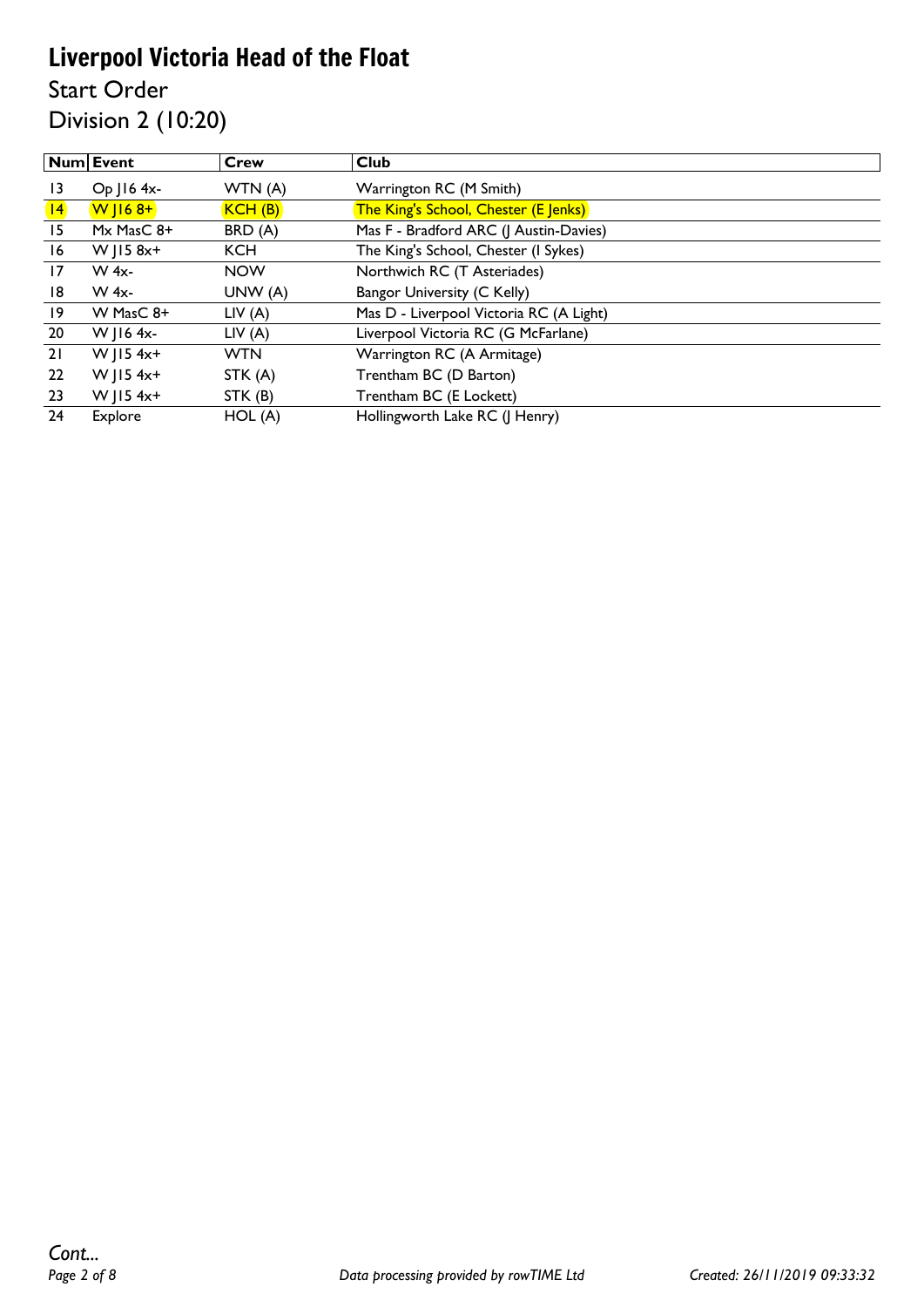# Liverpool Victoria Head of the Float

## Start Order

## Division 2 (10:20)

| Num | Event | Crew | Club |
|---|---|---|---|
| 13 | Op J16 4x- | WTN (A) | Warrington RC (M Smith) |
| 14 | W J16 8+ | KCH (B) | The King's School, Chester (E Jenks) |
| 15 | Mx MasC 8+ | BRD (A) | Mas F - Bradford ARC (J Austin-Davies) |
| 16 | W J15 8x+ | KCH | The King's School, Chester (I Sykes) |
| 17 | W 4x- | NOW | Northwich RC (T Asteriades) |
| 18 | W 4x- | UNW (A) | Bangor University (C Kelly) |
| 19 | W MasC 8+ | LIV (A) | Mas D - Liverpool Victoria RC (A Light) |
| 20 | W J16 4x- | LIV (A) | Liverpool Victoria RC (G McFarlane) |
| 21 | W J15 4x+ | WTN | Warrington RC (A Armitage) |
| 22 | W J15 4x+ | STK (A) | Trentham BC (D Barton) |
| 23 | W J15 4x+ | STK (B) | Trentham BC (E Lockett) |
| 24 | Explore | HOL (A) | Hollingworth Lake RC (J Henry) |

*Cont...*

*Data processing provided by rowTIME Ltd*

*Created: 26/11/2019 09:33:32*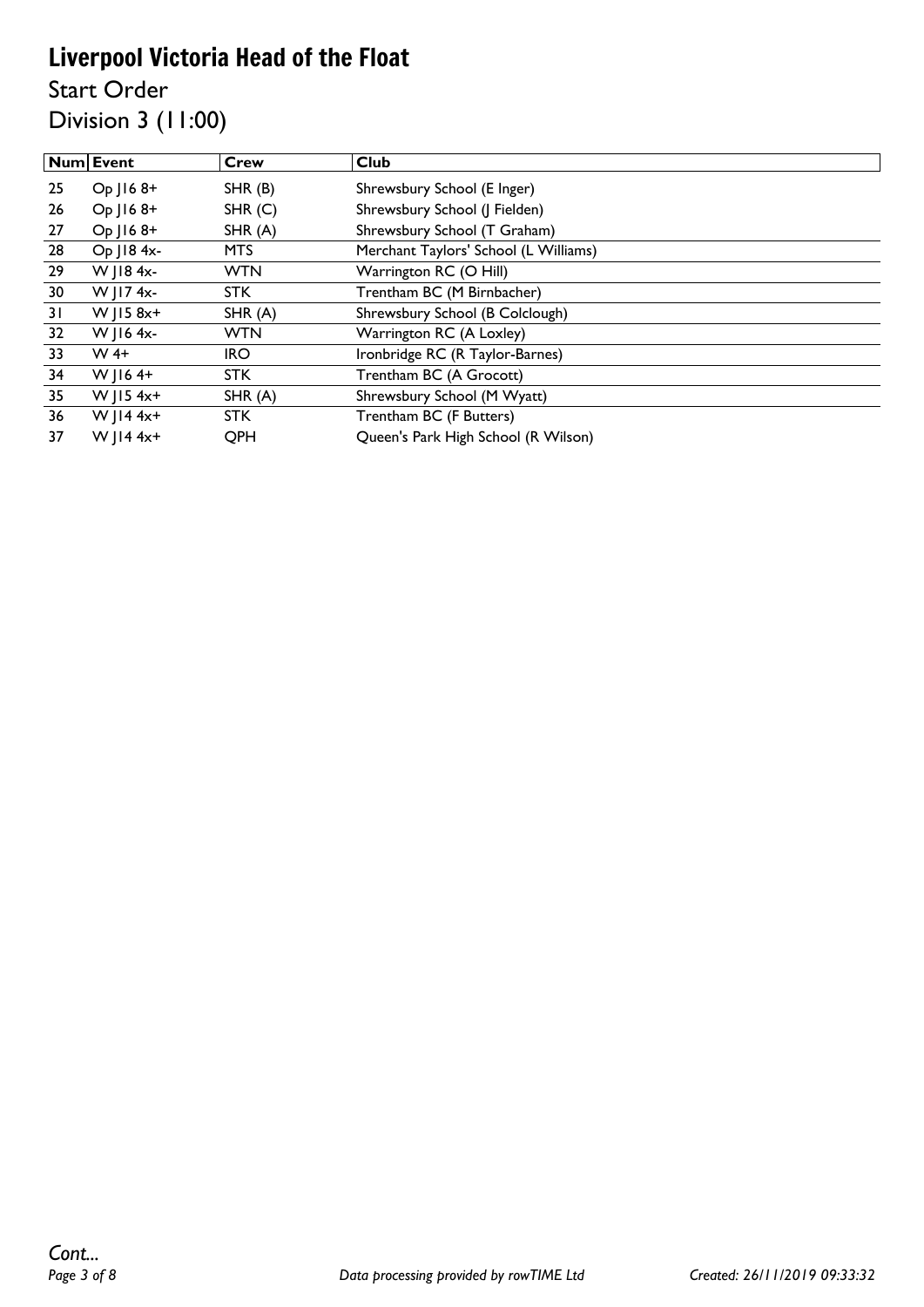# Liverpool Victoria Head of the Float

## Start Order

## Division 3 (11:00)

| Num | Event | Crew | Club |
|---|---|---|---|
| 25 | Op J16 8+ | SHR (B) | Shrewsbury School (E Inger) |
| 26 | Op J16 8+ | SHR (C) | Shrewsbury School (J Fielden) |
| 27 | Op J16 8+ | SHR (A) | Shrewsbury School (T Graham) |
| 28 | Op J18 4x- | MTS | Merchant Taylors' School (L Williams) |
| 29 | W J18 4x- | WTN | Warrington RC (O Hill) |
| 30 | W J17 4x- | STK | Trentham BC (M Birnbacher) |
| 31 | W J15 8x+ | SHR (A) | Shrewsbury School (B Colclough) |
| 32 | W J16 4x- | WTN | Warrington RC (A Loxley) |
| 33 | W 4+ | IRO | Ironbridge RC (R Taylor-Barnes) |
| 34 | W J16 4+ | STK | Trentham BC (A Grocott) |
| 35 | W J15 4x+ | SHR (A) | Shrewsbury School (M Wyatt) |
| 36 | W J14 4x+ | STK | Trentham BC (F Butters) |
| 37 | W J14 4x+ | QPH | Queen's Park High School (R Wilson) |

*Cont...*

*Data processing provided by rowTIME Ltd*

*Created: 26/11/2019 09:33:32*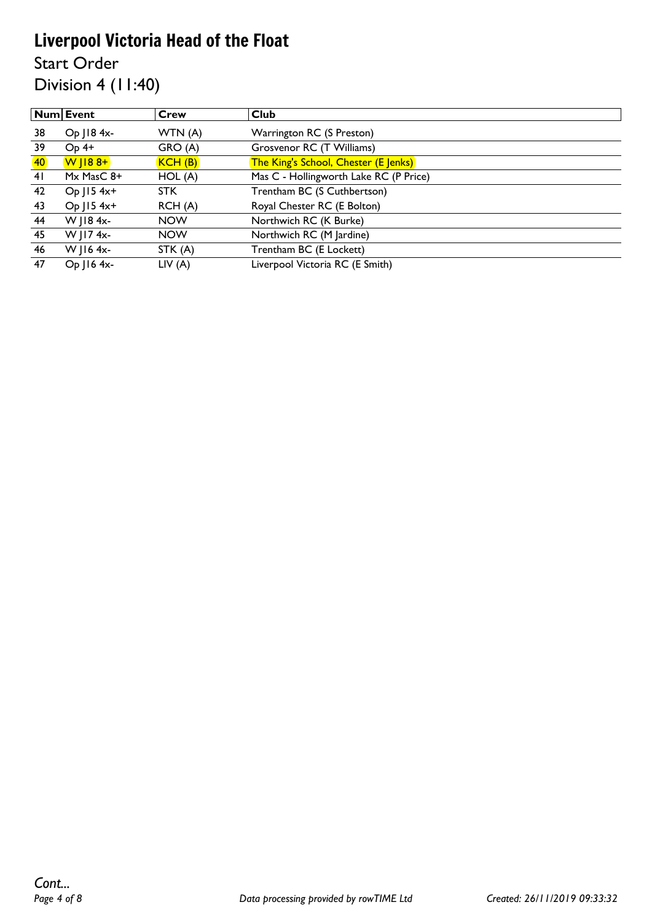# Liverpool Victoria Head of the Float

## Start Order

## Division 4 (11:40)

| Num | Event | Crew | Club |
|---|---|---|---|
| 38 | Op J18 4x- | WTN (A) | Warrington RC (S Preston) |
| 39 | Op 4+ | GRO (A) | Grosvenor RC (T Williams) |
| 40 | W J18 8+ | KCH (B) | The King's School, Chester (E Jenks) |
| 41 | Mx MasC 8+ | HOL (A) | Mas C - Hollingworth Lake RC (P Price) |
| 42 | Op J15 4x+ | STK | Trentham BC (S Cuthbertson) |
| 43 | Op J15 4x+ | RCH (A) | Royal Chester RC (E Bolton) |
| 44 | W J18 4x- | NOW | Northwich RC (K Burke) |
| 45 | W J17 4x- | NOW | Northwich RC (M Jardine) |
| 46 | W J16 4x- | STK (A) | Trentham BC (E Lockett) |
| 47 | Op J16 4x- | LIV (A) | Liverpool Victoria RC (E Smith) |

*Cont...*

*Data processing provided by rowTIME Ltd*

*Created: 26/11/2019 09:33:32*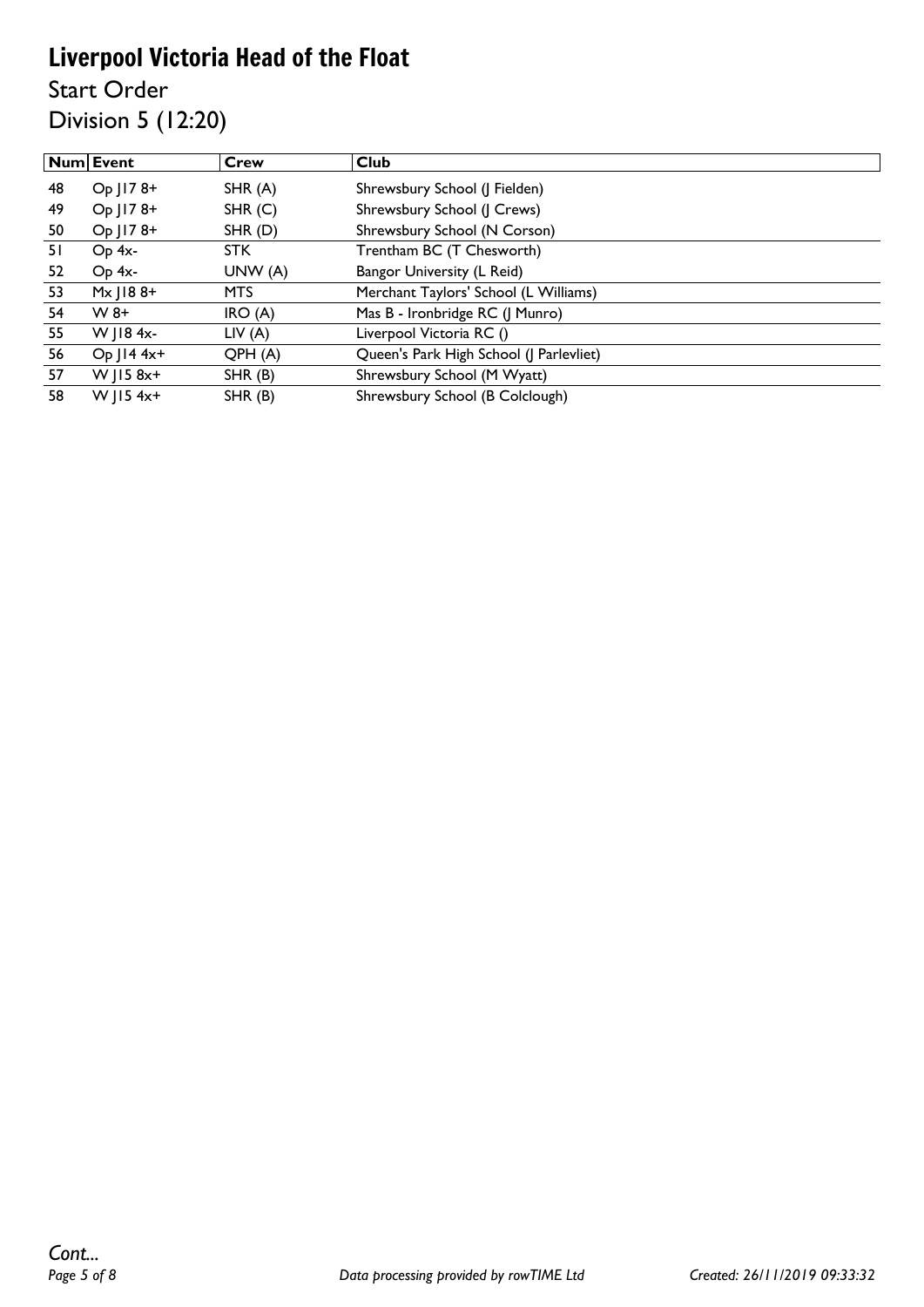# Liverpool Victoria Head of the Float

Start Order

Division 5 (12:20)

| Num | Event | Crew | Club |
|---|---|---|---|
| 48 | Op J17 8+ | SHR (A) | Shrewsbury School (J Fielden) |
| 49 | Op J17 8+ | SHR (C) | Shrewsbury School (J Crews) |
| 50 | Op J17 8+ | SHR (D) | Shrewsbury School (N Corson) |
| 51 | Op 4x- | STK | Trentham BC (T Chesworth) |
| 52 | Op 4x- | UNW (A) | Bangor University (L Reid) |
| 53 | Mx J18 8+ | MTS | Merchant Taylors' School (L Williams) |
| 54 | W 8+ | IRO (A) | Mas B - Ironbridge RC (J Munro) |
| 55 | W J18 4x- | LIV (A) | Liverpool Victoria RC () |
| 56 | Op J14 4x+ | QPH (A) | Queen's Park High School (J Parlevliet) |
| 57 | W J15 8x+ | SHR (B) | Shrewsbury School (M Wyatt) |
| 58 | W J15 4x+ | SHR (B) | Shrewsbury School (B Colclough) |

*Cont...*

*Data processing provided by rowTIME Ltd* *Created: 26/11/2019 09:33:32*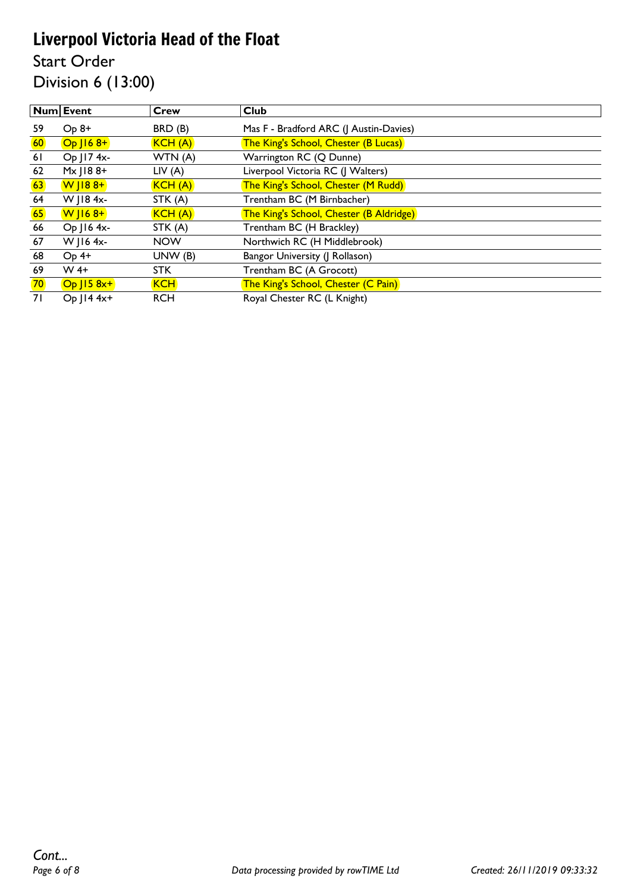# Liverpool Victoria Head of the Float

## Start Order

## Division 6 (13:00)

| Num | Event | Crew | Club |
|---|---|---|---|
| 59 | Op 8+ | BRD (B) | Mas F - Bradford ARC (J Austin-Davies) |
| 60 | Op J16 8+ | KCH (A) | The King's School, Chester (B Lucas) |
| 61 | Op J17 4x- | WTN (A) | Warrington RC (Q Dunne) |
| 62 | Mx J18 8+ | LIV (A) | Liverpool Victoria RC (J Walters) |
| 63 | W J18 8+ | KCH (A) | The King's School, Chester (M Rudd) |
| 64 | W J18 4x- | STK (A) | Trentham BC (M Birnbacher) |
| 65 | W J16 8+ | KCH (A) | The King's School, Chester (B Aldridge) |
| 66 | Op J16 4x- | STK (A) | Trentham BC (H Brackley) |
| 67 | W J16 4x- | NOW | Northwich RC (H Middlebrook) |
| 68 | Op 4+ | UNW (B) | Bangor University (J Rollason) |
| 69 | W 4+ | STK | Trentham BC (A Grocott) |
| 70 | Op J15 8x+ | KCH | The King's School, Chester (C Pain) |
| 71 | Op J14 4x+ | RCH | Royal Chester RC (L Knight) |

*Cont...*

*Data processing provided by rowTIME Ltd*

*Created: 26/11/2019 09:33:32*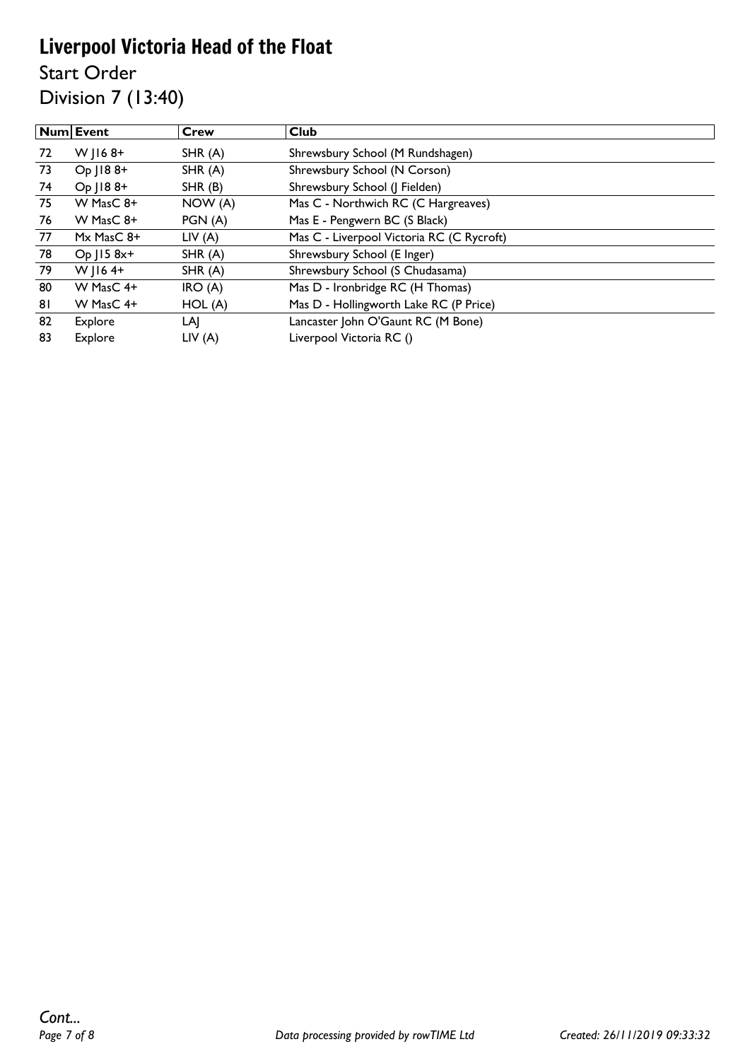# Liverpool Victoria Head of the Float

## Start Order

## Division 7 (13:40)

| Num | Event | Crew | Club |
|---|---|---|---|
| 72 | W J16 8+ | SHR (A) | Shrewsbury School (M Rundshagen) |
| 73 | Op J18 8+ | SHR (A) | Shrewsbury School (N Corson) |
| 74 | Op J18 8+ | SHR (B) | Shrewsbury School (J Fielden) |
| 75 | W MasC 8+ | NOW (A) | Mas C - Northwich RC (C Hargreaves) |
| 76 | W MasC 8+ | PGN (A) | Mas E - Pengwern BC (S Black) |
| 77 | Mx MasC 8+ | LIV (A) | Mas C - Liverpool Victoria RC (C Rycroft) |
| 78 | Op J15 8x+ | SHR (A) | Shrewsbury School (E Inger) |
| 79 | W J16 4+ | SHR (A) | Shrewsbury School (S Chudasama) |
| 80 | W MasC 4+ | IRO (A) | Mas D - Ironbridge RC (H Thomas) |
| 81 | W MasC 4+ | HOL (A) | Mas D - Hollingworth Lake RC (P Price) |
| 82 | Explore | LAJ | Lancaster John O'Gaunt RC (M Bone) |
| 83 | Explore | LIV (A) | Liverpool Victoria RC () |

*Cont...*

*Data processing provided by rowTIME Ltd* *Created: 26/11/2019 09:33:32*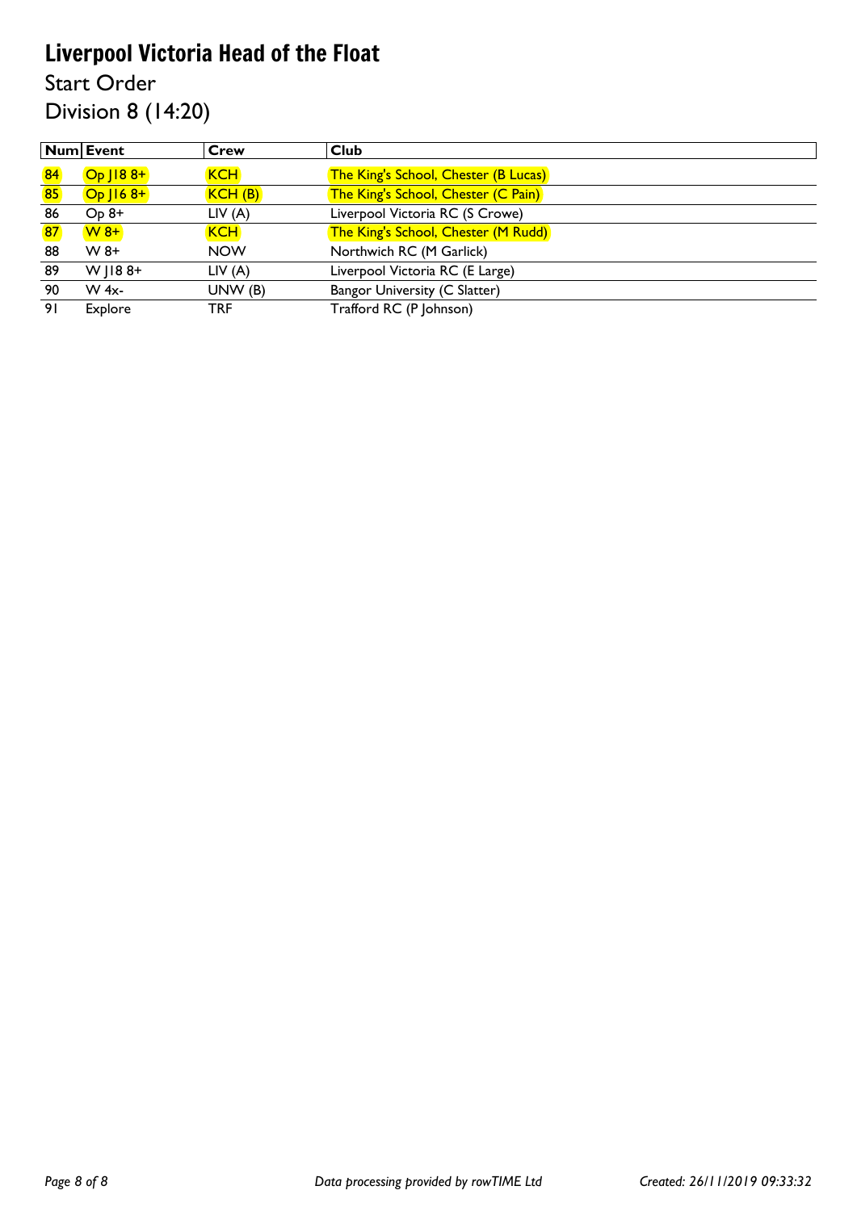# Liverpool Victoria Head of the Float

Start Order

Division 8 (14:20)

| Num | Event | Crew | Club |
|---|---|---|---|
| 84 | Op J18 8+ | KCH | The King's School, Chester (B Lucas) |
| 85 | Op J16 8+ | KCH (B) | The King's School, Chester (C Pain) |
| 86 | Op 8+ | LIV (A) | Liverpool Victoria RC (S Crowe) |
| 87 | W 8+ | KCH | The King's School, Chester (M Rudd) |
| 88 | W 8+ | NOW | Northwich RC (M Garlick) |
| 89 | W J18 8+ | LIV (A) | Liverpool Victoria RC (E Large) |
| 90 | W 4x- | UNW (B) | Bangor University (C Slatter) |
| 91 | Explore | TRF | Trafford RC (P Johnson) |

*Data processing provided by rowTIME Ltd*

*Created: 26/11/2019 09:33:32*